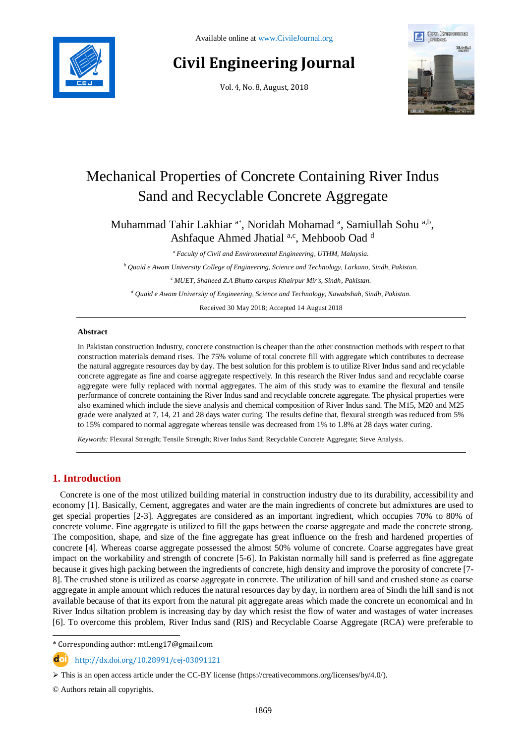# Mechanical Properties of Concrete Containing River Indus Sand and Recyclable Concrete Aggregate

Muhammad Tahir Lakhiar [a*], Noridah Mohamad [a], Samiullah Sohu [a,b], Ashfaque Ahmed Jhatial [a,c], Mehboob Oad [d]

[a] *Faculty of Civil and Environmental Engineering, UTHM, Malaysia.*

[b] *Quaid e Awam University College of Engineering, Science and Technology, Larkano, Sindh, Pakistan.*

[c] *MUET, Shaheed Z.A Bhutto campus Khairpur Mir's, Sindh, Pakistan.*

[d] *Quaid e Awam University of Engineering, Science and Technology, Nawabshah, Sindh, Pakistan.*

Received 30 May 2018; Accepted 14 August 2018

## Abstract

In Pakistan construction Industry, concrete construction is cheaper than the other construction methods with respect to that construction materials demand rises. The 75% volume of total concrete fill with aggregate which contributes to decrease the natural aggregate resources day by day. The best solution for this problem is to utilize River Indus sand and recyclable concrete aggregate as fine and coarse aggregate respectively. In this research the River Indus sand and recyclable coarse aggregate were fully replaced with normal aggregates. The aim of this study was to examine the flexural and tensile performance of concrete containing the River Indus sand and recyclable concrete aggregate. The physical properties were also examined which include the sieve analysis and chemical composition of River Indus sand. The M15, M20 and M25 grade were analyzed at 7, 14, 21 and 28 days water curing. The results define that, flexural strength was reduced from 5% to 15% compared to normal aggregate whereas tensile was decreased from 1% to 1.8% at 28 days water curing.

*Keywords:* Flexural Strength; Tensile Strength; River Indus Sand; Recyclable Concrete Aggregate; Sieve Analysis.

## 1. Introduction

Concrete is one of the most utilized building material in construction industry due to its durability, accessibility and economy [1]. Basically, Cement, aggregates and water are the main ingredients of concrete but admixtures are used to get special properties [2-3]. Aggregates are considered as an important ingredient, which occupies 70% to 80% of concrete volume. Fine aggregate is utilized to fill the gaps between the coarse aggregate and made the concrete strong. The composition, shape, and size of the fine aggregate has great influence on the fresh and hardened properties of concrete [4]. Whereas coarse aggregate possessed the almost 50% volume of concrete. Coarse aggregates have great impact on the workability and strength of concrete [5-6]. In Pakistan normally hill sand is preferred as fine aggregate because it gives high packing between the ingredients of concrete, high density and improve the porosity of concrete [7-8]. The crushed stone is utilized as coarse aggregate in concrete. The utilization of hill sand and crushed stone as coarse aggregate in ample amount which reduces the natural resources day by day, in northern area of Sindh the hill sand is not available because of that its export from the natural pit aggregate areas which made the concrete un economical and In River Indus siltation problem is increasing day by day which resist the flow of water and wastages of water increases [6]. To overcome this problem, River Indus sand (RIS) and Recyclable Coarse Aggregate (RCA) were preferable to

* Corresponding author: mtl.eng17@gmail.com

http://dx.doi.org/10.28991/cej-03091121

➢ This is an open access article under the CC-BY license (https://creativecommons.org/licenses/by/4.0/).

© Authors retain all copyrights.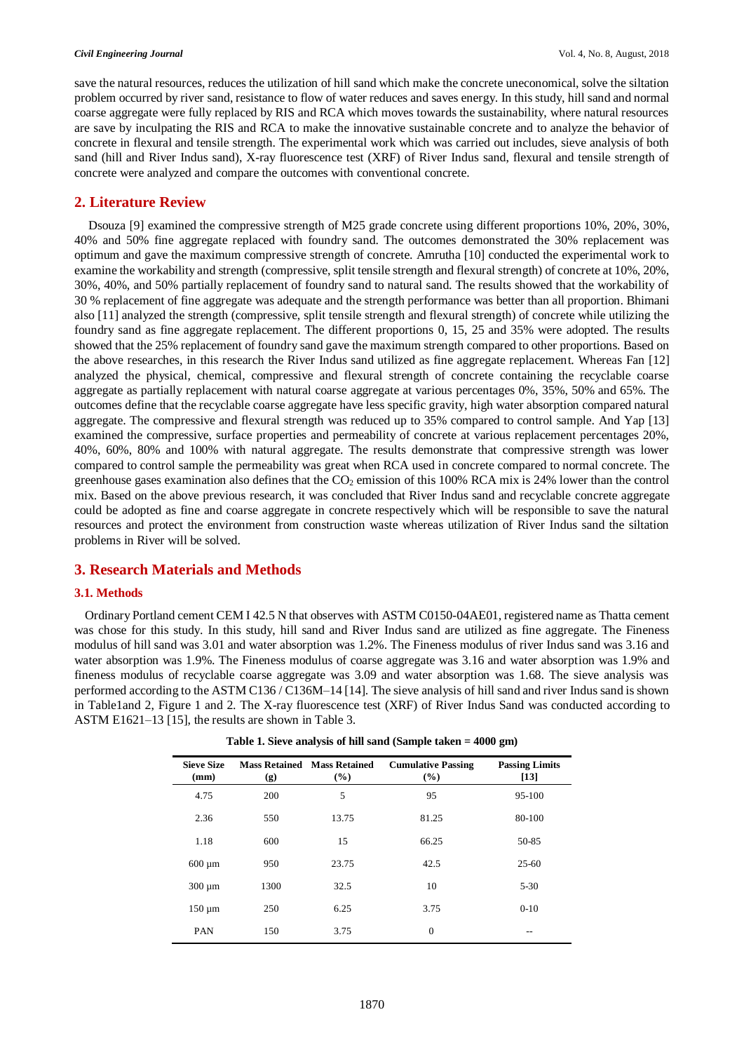save the natural resources, reduces the utilization of hill sand which make the concrete uneconomical, solve the siltation problem occurred by river sand, resistance to flow of water reduces and saves energy. In this study, hill sand and normal coarse aggregate were fully replaced by RIS and RCA which moves towards the sustainability, where natural resources are save by inculpating the RIS and RCA to make the innovative sustainable concrete and to analyze the behavior of concrete in flexural and tensile strength. The experimental work which was carried out includes, sieve analysis of both sand (hill and River Indus sand), X-ray fluorescence test (XRF) of River Indus sand, flexural and tensile strength of concrete were analyzed and compare the outcomes with conventional concrete.

## 2. Literature Review

Dsouza [9] examined the compressive strength of M25 grade concrete using different proportions 10%, 20%, 30%, 40% and 50% fine aggregate replaced with foundry sand. The outcomes demonstrated the 30% replacement was optimum and gave the maximum compressive strength of concrete. Amrutha [10] conducted the experimental work to examine the workability and strength (compressive, split tensile strength and flexural strength) of concrete at 10%, 20%, 30%, 40%, and 50% partially replacement of foundry sand to natural sand. The results showed that the workability of 30 % replacement of fine aggregate was adequate and the strength performance was better than all proportion. Bhimani also [11] analyzed the strength (compressive, split tensile strength and flexural strength) of concrete while utilizing the foundry sand as fine aggregate replacement. The different proportions 0, 15, 25 and 35% were adopted. The results showed that the 25% replacement of foundry sand gave the maximum strength compared to other proportions. Based on the above researches, in this research the River Indus sand utilized as fine aggregate replacement. Whereas Fan [12] analyzed the physical, chemical, compressive and flexural strength of concrete containing the recyclable coarse aggregate as partially replacement with natural coarse aggregate at various percentages 0%, 35%, 50% and 65%. The outcomes define that the recyclable coarse aggregate have less specific gravity, high water absorption compared natural aggregate. The compressive and flexural strength was reduced up to 35% compared to control sample. And Yap [13] examined the compressive, surface properties and permeability of concrete at various replacement percentages 20%, 40%, 60%, 80% and 100% with natural aggregate. The results demonstrate that compressive strength was lower compared to control sample the permeability was great when RCA used in concrete compared to normal concrete. The greenhouse gases examination also defines that the $CO_2$ emission of this 100% RCA mix is 24% lower than the control mix. Based on the above previous research, it was concluded that River Indus sand and recyclable concrete aggregate could be adopted as fine and coarse aggregate in concrete respectively which will be responsible to save the natural resources and protect the environment from construction waste whereas utilization of River Indus sand the siltation problems in River will be solved.

## 3. Research Materials and Methods

### 3.1. Methods

Ordinary Portland cement CEM I 42.5 N that observes with ASTM C0150-04AE01, registered name as Thatta cement was chose for this study. In this study, hill sand and River Indus sand are utilized as fine aggregate. The Fineness modulus of hill sand was 3.01 and water absorption was 1.2%. The Fineness modulus of river Indus sand was 3.16 and water absorption was 1.9%. The Fineness modulus of coarse aggregate was 3.16 and water absorption was 1.9% and fineness modulus of recyclable coarse aggregate was 3.09 and water absorption was 1.68. The sieve analysis was performed according to the ASTM C136 / C136M–14 [14]. The sieve analysis of hill sand and river Indus sand is shown in Table1and 2, Figure 1 and 2. The X-ray fluorescence test (XRF) of River Indus Sand was conducted according to ASTM E1621–13 [15], the results are shown in Table 3.

**Table 1. Sieve analysis of hill sand (Sample taken = 4000 gm)**

| Sieve Size (mm) | Mass Retained (g) | Mass Retained (%) | Cumulative Passing (%) | Passing Limits [13] |
|---|---|---|---|---|
| 4.75 | 200 | 5 | 95 | 95-100 |
| 2.36 | 550 | 13.75 | 81.25 | 80-100 |
| 1.18 | 600 | 15 | 66.25 | 50-85 |
| 600 µm | 950 | 23.75 | 42.5 | 25-60 |
| 300 µm | 1300 | 32.5 | 10 | 5-30 |
| 150 µm | 250 | 6.25 | 3.75 | 0-10 |
| PAN | 150 | 3.75 | 0 | -- |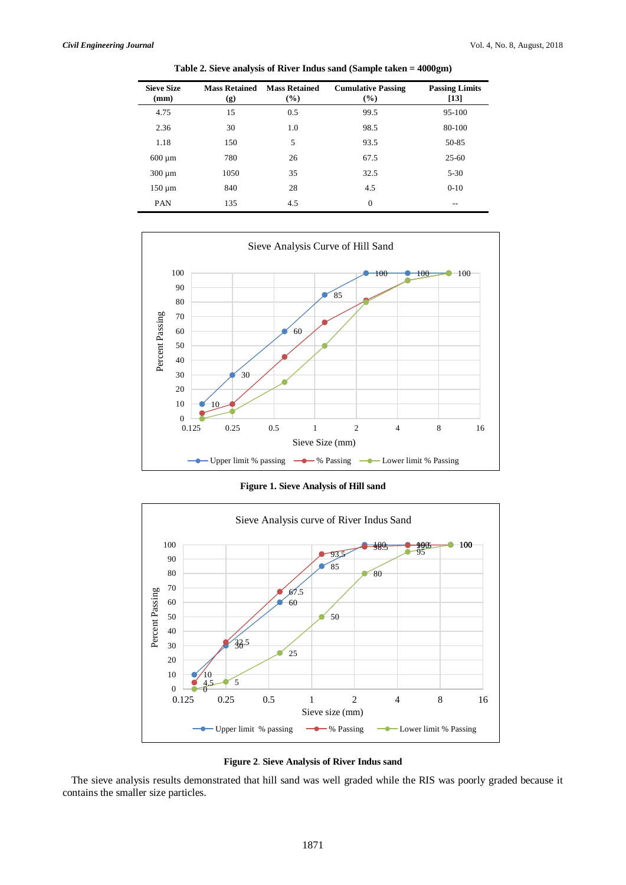**Table 2. Sieve analysis of River Indus sand (Sample taken = 4000gm)**

| Sieve Size (mm) | Mass Retained (g) | Mass Retained (%) | Cumulative Passing (%) | Passing Limits [13] |
|---|---|---|---|---|
| 4.75 | 15 | 0.5 | 99.5 | 95-100 |
| 2.36 | 30 | 1.0 | 98.5 | 80-100 |
| 1.18 | 150 | 5 | 93.5 | 50-85 |
| 600 µm | 780 | 26 | 67.5 | 25-60 |
| 300 µm | 1050 | 35 | 32.5 | 5-30 |
| 150 µm | 840 | 28 | 4.5 | 0-10 |
| PAN | 135 | 4.5 | 0 | -- |

**Figure 1. Sieve Analysis of Hill sand**

**Figure 2. Sieve Analysis of River Indus sand**

The sieve analysis results demonstrated that hill sand was well graded while the RIS was poorly graded because it contains the smaller size particles.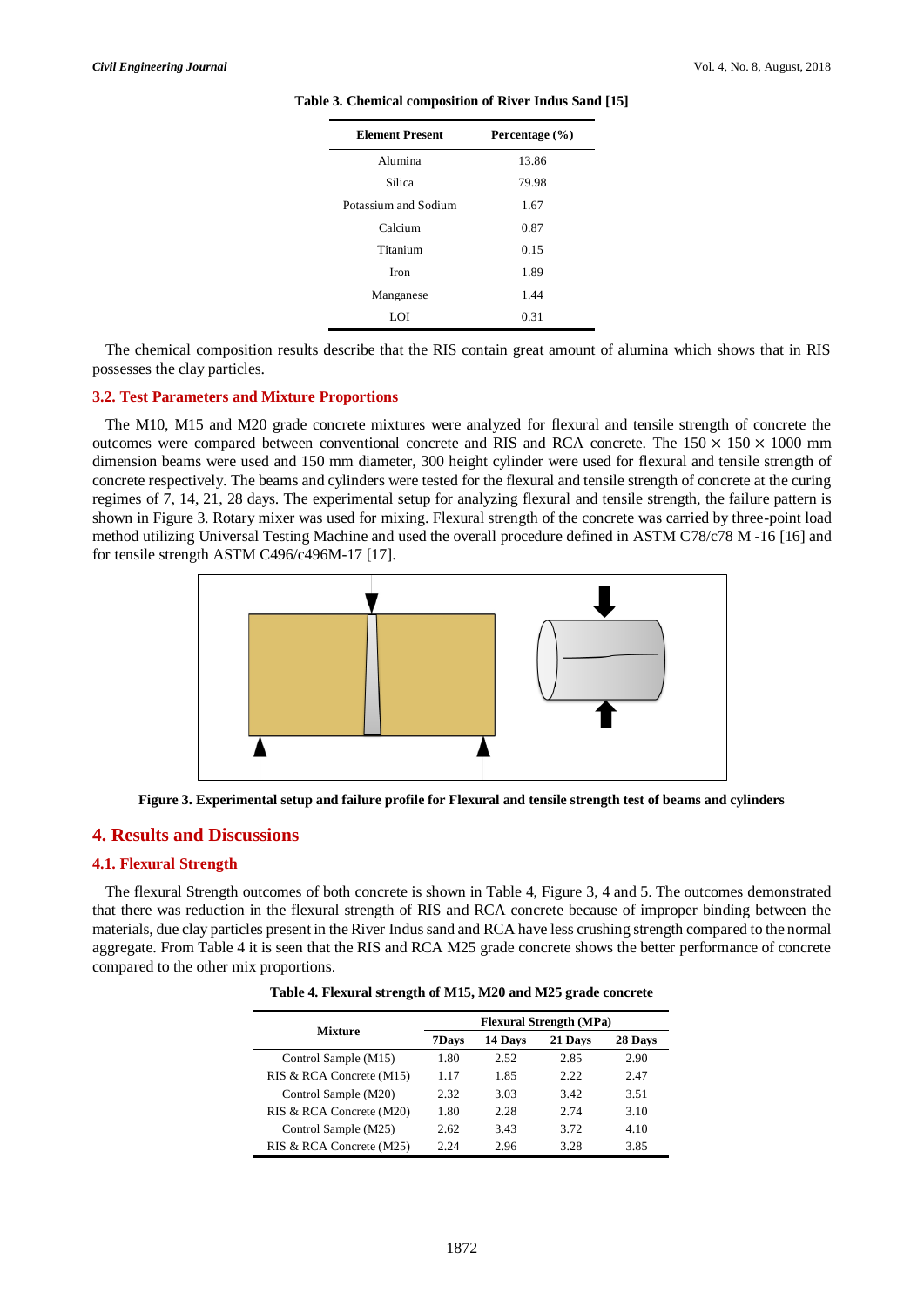**Table 3. Chemical composition of River Indus Sand [15]**

| Element Present | Percentage (%) |
|---|---|
| Alumina | 13.86 |
| Silica | 79.98 |
| Potassium and Sodium | 1.67 |
| Calcium | 0.87 |
| Titanium | 0.15 |
| Iron | 1.89 |
| Manganese | 1.44 |
| LOI | 0.31 |

The chemical composition results describe that the RIS contain great amount of alumina which shows that in RIS possesses the clay particles.

### 3.2. Test Parameters and Mixture Proportions

The M10, M15 and M20 grade concrete mixtures were analyzed for flexural and tensile strength of concrete the outcomes were compared between conventional concrete and RIS and RCA concrete. The 150 × 150 × 1000 mm dimension beams were used and 150 mm diameter, 300 height cylinder were used for flexural and tensile strength of concrete respectively. The beams and cylinders were tested for the flexural and tensile strength of concrete at the curing regimes of 7, 14, 21, 28 days. The experimental setup for analyzing flexural and tensile strength, the failure pattern is shown in Figure 3. Rotary mixer was used for mixing. Flexural strength of the concrete was carried by three-point load method utilizing Universal Testing Machine and used the overall procedure defined in ASTM C78/c78 M -16 [16] and for tensile strength ASTM C496/c496M-17 [17].

**Figure 3. Experimental setup and failure profile for Flexural and tensile strength test of beams and cylinders**

## 4. Results and Discussions

### 4.1. Flexural Strength

The flexural Strength outcomes of both concrete is shown in Table 4, Figure 3, 4 and 5. The outcomes demonstrated that there was reduction in the flexural strength of RIS and RCA concrete because of improper binding between the materials, due clay particles present in the River Indus sand and RCA have less crushing strength compared to the normal aggregate. From Table 4 it is seen that the RIS and RCA M25 grade concrete shows the better performance of concrete compared to the other mix proportions.

**Table 4. Flexural strength of M15, M20 and M25 grade concrete**

| Mixture | Flexural Strength (MPa) | | | |
|---|---|---|---|---|
| | 7Days | 14 Days | 21 Days | 28 Days |
| Control Sample (M15) | 1.80 | 2.52 | 2.85 | 2.90 |
| RIS & RCA Concrete (M15) | 1.17 | 1.85 | 2.22 | 2.47 |
| Control Sample (M20) | 2.32 | 3.03 | 3.42 | 3.51 |
| RIS & RCA Concrete (M20) | 1.80 | 2.28 | 2.74 | 3.10 |
| Control Sample (M25) | 2.62 | 3.43 | 3.72 | 4.10 |
| RIS & RCA Concrete (M25) | 2.24 | 2.96 | 3.28 | 3.85 |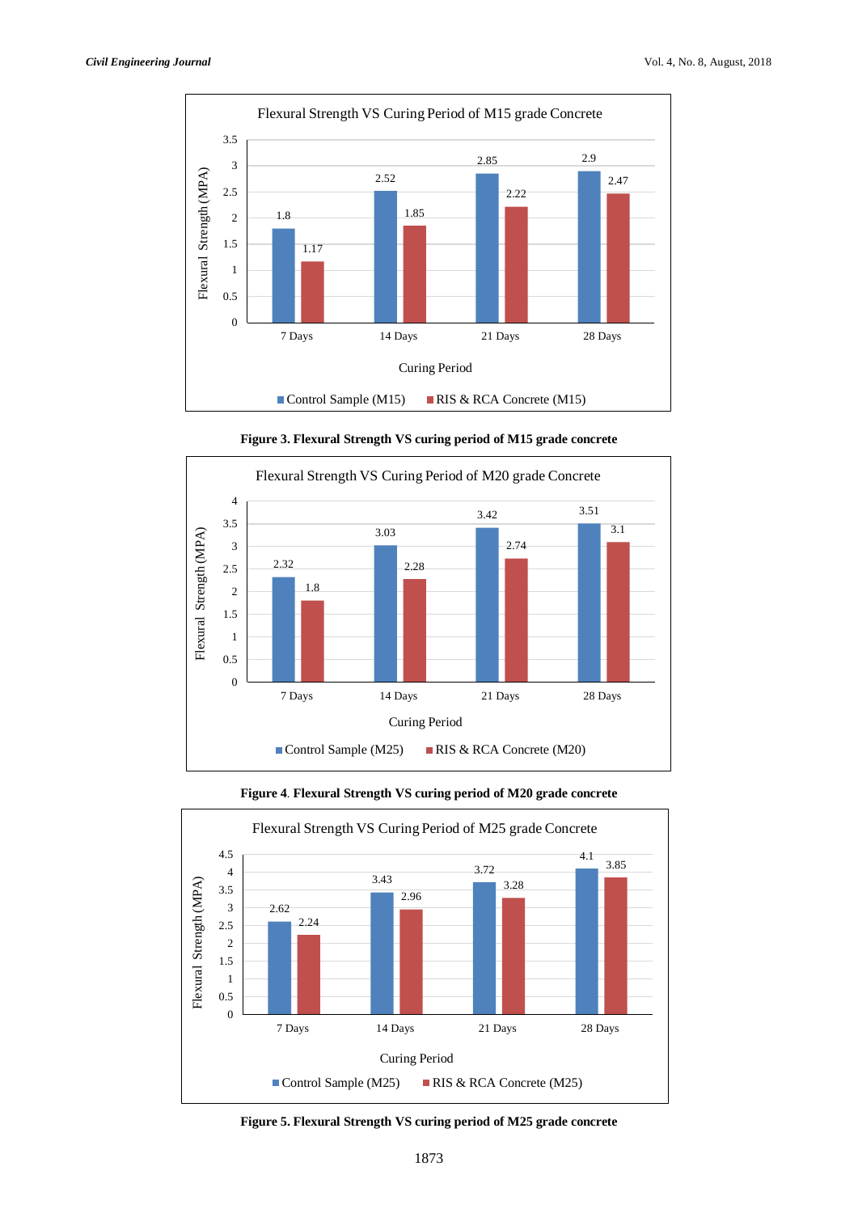**Flexural Strength VS Curing Period of M15 grade Concrete**

| Curing Period | Control Sample (M15) | RIS & RCA Concrete (M15) |
|---|---|---|
| 7 Days | 1.8 | 1.17 |
| 14 Days | 2.52 | 1.85 |
| 21 Days | 2.85 | 2.22 |
| 28 Days | 2.9 | 2.47 |

Flexural Strength (MPA)

**Figure 3. Flexural Strength VS curing period of M15 grade concrete**

**Flexural Strength VS Curing Period of M20 grade Concrete**

| Curing Period | Control Sample (M25) | RIS & RCA Concrete (M20) |
|---|---|---|
| 7 Days | 2.32 | 1.8 |
| 14 Days | 3.03 | 2.28 |
| 21 Days | 3.42 | 2.74 |
| 28 Days | 3.51 | 3.1 |

Flexural Strength (MPA)

**Figure 4. Flexural Strength VS curing period of M20 grade concrete**

**Flexural Strength VS Curing Period of M25 grade Concrete**

| Curing Period | Control Sample (M25) | RIS & RCA Concrete (M25) |
|---|---|---|
| 7 Days | 2.62 | 2.24 |
| 14 Days | 3.43 | 2.96 |
| 21 Days | 3.72 | 3.28 |
| 28 Days | 4.1 | 3.85 |

Flexural Strength (MPA)

**Figure 5. Flexural Strength VS curing period of M25 grade concrete**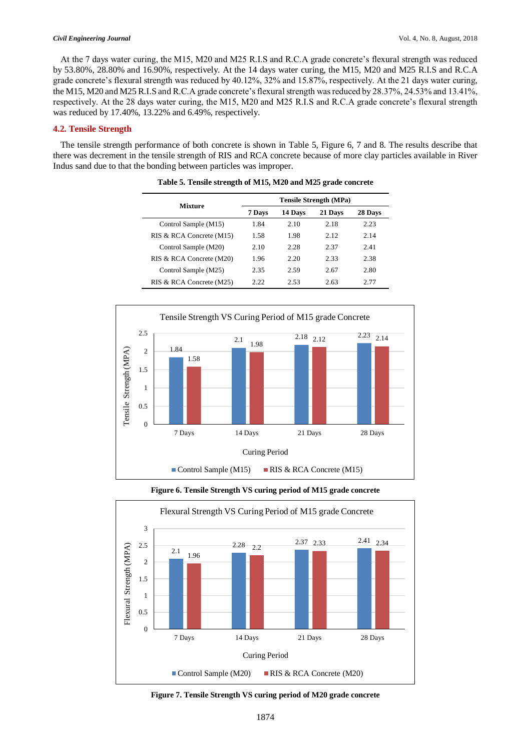At the 7 days water curing, the M15, M20 and M25 R.I.S and R.C.A grade concrete's flexural strength was reduced by 53.80%, 28.80% and 16.90%, respectively. At the 14 days water curing, the M15, M20 and M25 R.I.S and R.C.A grade concrete's flexural strength was reduced by 40.12%, 32% and 15.87%, respectively. At the 21 days water curing, the M15, M20 and M25 R.I.S and R.C.A grade concrete's flexural strength was reduced by 28.37%, 24.53% and 13.41%, respectively. At the 28 days water curing, the M15, M20 and M25 R.I.S and R.C.A grade concrete's flexural strength was reduced by 17.40%, 13.22% and 6.49%, respectively.

### 4.2. Tensile Strength

The tensile strength performance of both concrete is shown in Table 5, Figure 6, 7 and 8. The results describe that there was decrement in the tensile strength of RIS and RCA concrete because of more clay particles available in River Indus sand due to that the bonding between particles was improper.

**Table 5. Tensile strength of M15, M20 and M25 grade concrete**

| Mixture | Tensile Strength (MPa) | | | |
|---|---|---|---|---|
| | 7 Days | 14 Days | 21 Days | 28 Days |
| Control Sample (M15) | 1.84 | 2.10 | 2.18 | 2.23 |
| RIS & RCA Concrete (M15) | 1.58 | 1.98 | 2.12 | 2.14 |
| Control Sample (M20) | 2.10 | 2.28 | 2.37 | 2.41 |
| RIS & RCA Concrete (M20) | 1.96 | 2.20 | 2.33 | 2.38 |
| Control Sample (M25) | 2.35 | 2.59 | 2.67 | 2.80 |
| RIS & RCA Concrete (M25) | 2.22 | 2.53 | 2.63 | 2.77 |

**Figure 6. Tensile Strength VS curing period of M15 grade concrete**

**Figure 7. Tensile Strength VS curing period of M20 grade concrete**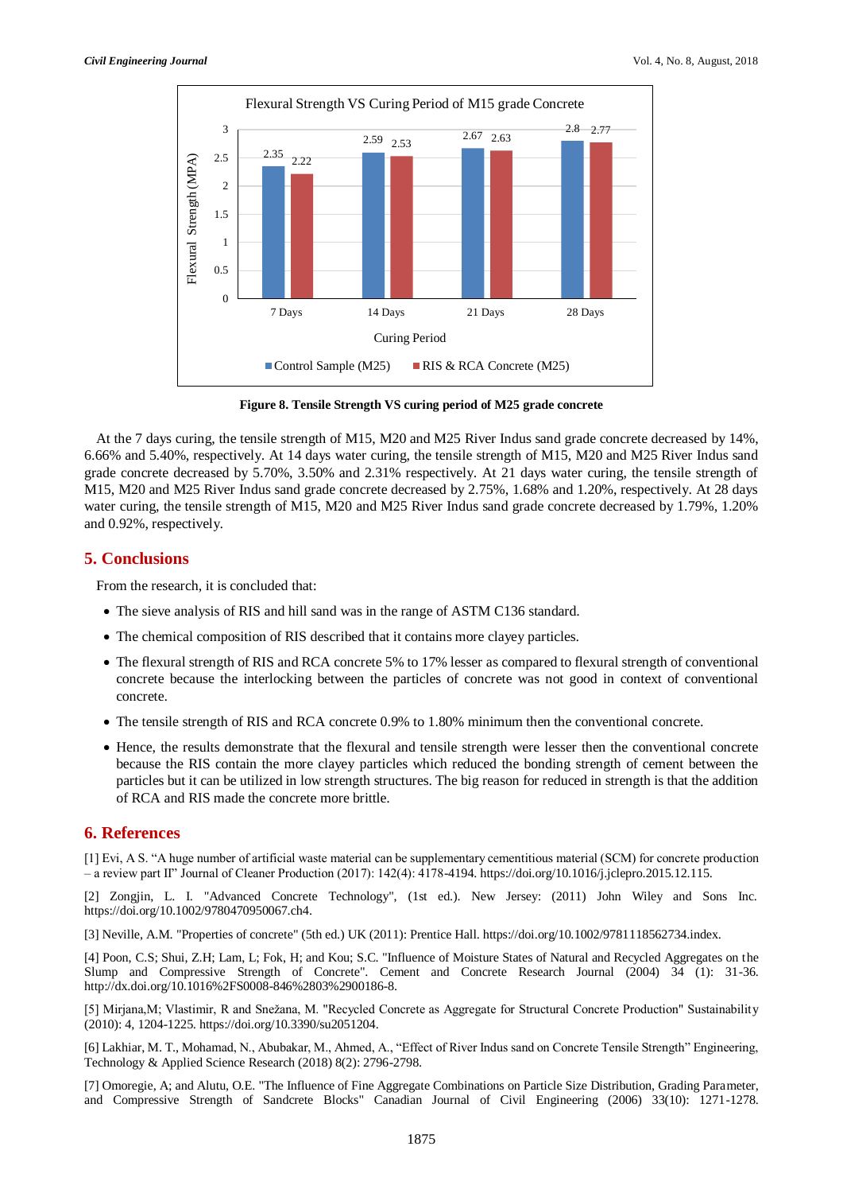Flexural Strength VS Curing Period of M15 grade Concrete

| Curing Period | Control Sample (M25) | RIS & RCA Concrete (M25) |
|---|---|---|
| 7 Days | 2.35 | 2.22 |
| 14 Days | 2.59 | 2.53 |
| 21 Days | 2.67 | 2.63 |
| 28 Days | 2.8 | 2.77 |

**Figure 8. Tensile Strength VS curing period of M25 grade concrete**

At the 7 days curing, the tensile strength of M15, M20 and M25 River Indus sand grade concrete decreased by 14%, 6.66% and 5.40%, respectively. At 14 days water curing, the tensile strength of M15, M20 and M25 River Indus sand grade concrete decreased by 5.70%, 3.50% and 2.31% respectively. At 21 days water curing, the tensile strength of M15, M20 and M25 River Indus sand grade concrete decreased by 2.75%, 1.68% and 1.20%, respectively. At 28 days water curing, the tensile strength of M15, M20 and M25 River Indus sand grade concrete decreased by 1.79%, 1.20% and 0.92%, respectively.

## 5. Conclusions

From the research, it is concluded that:

- The sieve analysis of RIS and hill sand was in the range of ASTM C136 standard.
- The chemical composition of RIS described that it contains more clayey particles.
- The flexural strength of RIS and RCA concrete 5% to 17% lesser as compared to flexural strength of conventional concrete because the interlocking between the particles of concrete was not good in context of conventional concrete.
- The tensile strength of RIS and RCA concrete 0.9% to 1.80% minimum then the conventional concrete.
- Hence, the results demonstrate that the flexural and tensile strength were lesser then the conventional concrete because the RIS contain the more clayey particles which reduced the bonding strength of cement between the particles but it can be utilized in low strength structures. The big reason for reduced in strength is that the addition of RCA and RIS made the concrete more brittle.

## 6. References

[1] Evi, A S. "A huge number of artificial waste material can be supplementary cementitious material (SCM) for concrete production – a review part II" Journal of Cleaner Production (2017): 142(4): 4178-4194. https://doi.org/10.1016/j.jclepro.2015.12.115.

[2] Zongjin, L. I. "Advanced Concrete Technology", (1st ed.). New Jersey: (2011) John Wiley and Sons Inc. https://doi.org/10.1002/9780470950067.ch4.

[3] Neville, A.M. "Properties of concrete" (5th ed.) UK (2011): Prentice Hall. https://doi.org/10.1002/9781118562734.index.

[4] Poon, C.S; Shui, Z.H; Lam, L; Fok, H; and Kou; S.C. "Influence of Moisture States of Natural and Recycled Aggregates on the Slump and Compressive Strength of Concrete". Cement and Concrete Research Journal (2004) 34 (1): 31-36. http://dx.doi.org/10.1016%2FS0008-846%2803%2900186-8.

[5] Mirjana,M; Vlastimir, R and Snežana, M. "Recycled Concrete as Aggregate for Structural Concrete Production" Sustainability (2010): 4, 1204-1225. https://doi.org/10.3390/su2051204.

[6] Lakhiar, M. T., Mohamad, N., Abubakar, M., Ahmed, A., "Effect of River Indus sand on Concrete Tensile Strength" Engineering, Technology & Applied Science Research (2018) 8(2): 2796-2798.

[7] Omoregie, A; and Alutu, O.E. "The Influence of Fine Aggregate Combinations on Particle Size Distribution, Grading Parameter, and Compressive Strength of Sandcrete Blocks" Canadian Journal of Civil Engineering (2006) 33(10): 1271-1278.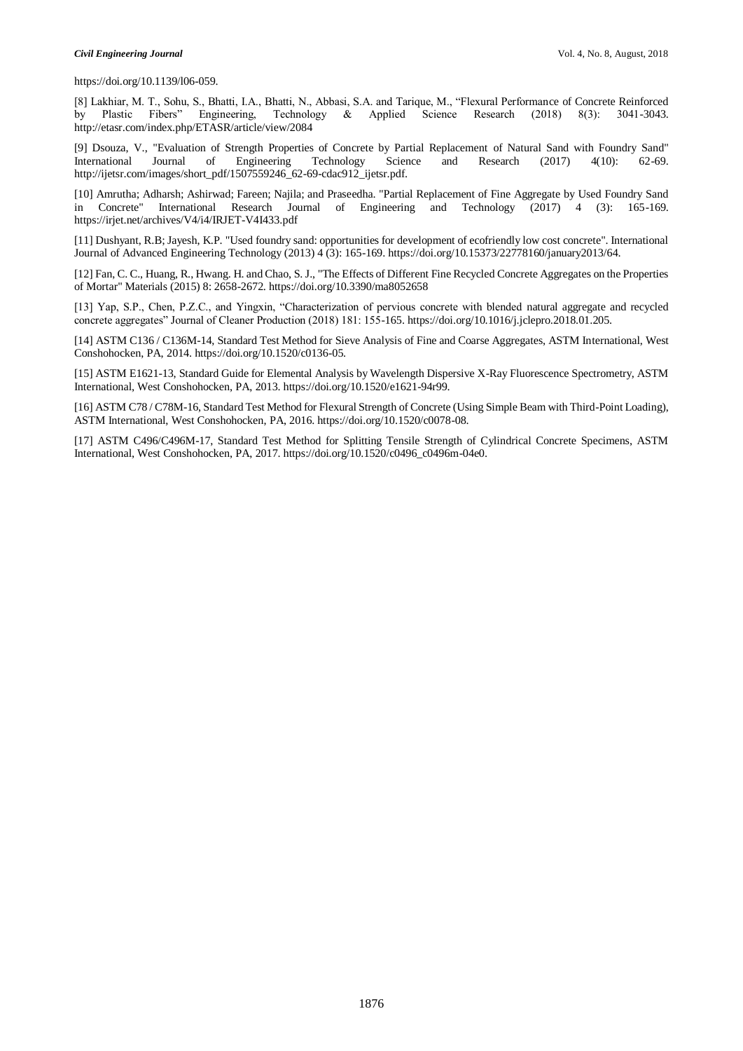https://doi.org/10.1139/l06-059.

[8] Lakhiar, M. T., Sohu, S., Bhatti, I.A., Bhatti, N., Abbasi, S.A. and Tarique, M., "Flexural Performance of Concrete Reinforced by Plastic Fibers" Engineering, Technology & Applied Science Research (2018) 8(3): 3041-3043. http://etasr.com/index.php/ETASR/article/view/2084

[9] Dsouza, V., "Evaluation of Strength Properties of Concrete by Partial Replacement of Natural Sand with Foundry Sand" International Journal of Engineering Technology Science and Research (2017) 4(10): 62-69. http://ijetsr.com/images/short_pdf/1507559246_62-69-cdac912_ijetsr.pdf.

[10] Amrutha; Adharsh; Ashirwad; Fareen; Najila; and Praseedha. "Partial Replacement of Fine Aggregate by Used Foundry Sand in Concrete" International Research Journal of Engineering and Technology (2017) 4 (3): 165-169. https://irjet.net/archives/V4/i4/IRJET-V4I433.pdf

[11] Dushyant, R.B; Jayesh, K.P. "Used foundry sand: opportunities for development of ecofriendly low cost concrete". International Journal of Advanced Engineering Technology (2013) 4 (3): 165-169. https://doi.org/10.15373/22778160/january2013/64.

[12] Fan, C. C., Huang, R., Hwang. H. and Chao, S. J., "The Effects of Different Fine Recycled Concrete Aggregates on the Properties of Mortar" Materials (2015) 8: 2658-2672. https://doi.org/10.3390/ma8052658

[13] Yap, S.P., Chen, P.Z.C., and Yingxin, "Characterization of pervious concrete with blended natural aggregate and recycled concrete aggregates" Journal of Cleaner Production (2018) 181: 155-165. https://doi.org/10.1016/j.jclepro.2018.01.205.

[14] ASTM C136 / C136M-14, Standard Test Method for Sieve Analysis of Fine and Coarse Aggregates, ASTM International, West Conshohocken, PA, 2014. https://doi.org/10.1520/c0136-05.

[15] ASTM E1621-13, Standard Guide for Elemental Analysis by Wavelength Dispersive X-Ray Fluorescence Spectrometry, ASTM International, West Conshohocken, PA, 2013. https://doi.org/10.1520/e1621-94r99.

[16] ASTM C78 / C78M-16, Standard Test Method for Flexural Strength of Concrete (Using Simple Beam with Third-Point Loading), ASTM International, West Conshohocken, PA, 2016. https://doi.org/10.1520/c0078-08.

[17] ASTM C496/C496M-17, Standard Test Method for Splitting Tensile Strength of Cylindrical Concrete Specimens, ASTM International, West Conshohocken, PA, 2017. https://doi.org/10.1520/c0496_c0496m-04e0.